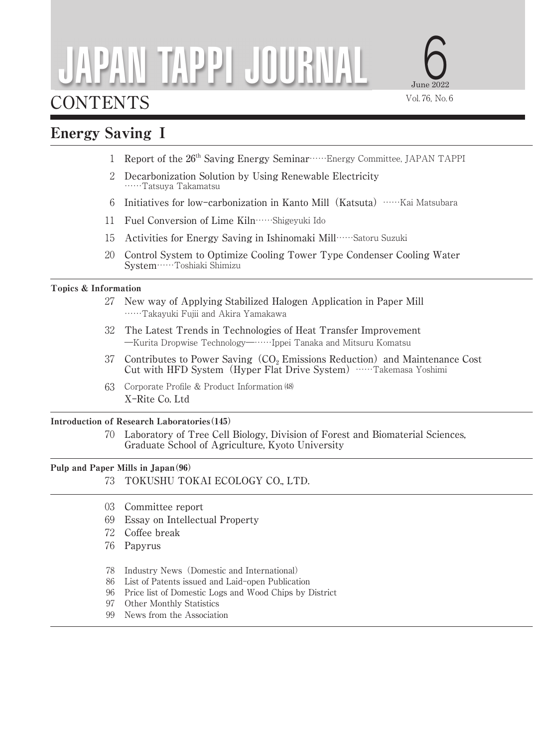# JAPAN TAPPI JOURNAL

6

June 2022

Vol. 76, No. 6

## CONTENTS

## Energy Saving I

1 Report of the 26th Saving Energy Seminar……Energy Committee, JAPAN TAPPI

2 Decarbonization Solution by Using Renewable Electricity ……Tatsuya Takamatsu

6 Initiatives for low-carbonization in Kanto Mill (Katsuta) ……Kai Matsubara

11 Fuel Conversion of Lime Kiln……Shigeyuki Ido

15 Activities for Energy Saving in Ishinomaki Mill……Satoru Suzuki

20 Control System to Optimize Cooling Tower Type Condenser Cooling Water System……Toshiaki Shimizu

### Topics & Information

27 New way of Applying Stabilized Halogen Application in Paper Mill ……Takayuki Fujii and Akira Yamakawa

32 The Latest Trends in Technologies of Heat Transfer Improvement —Kurita Dropwise Technology—……Ippei Tanaka and Mitsuru Komatsu

37 Contributes to Power Saving ($CO_2$ Emissions Reduction) and Maintenance Cost Cut with HFD System (Hyper Flat Drive System) ……Takemasa Yoshimi

63 Corporate Profile & Product Information (48) X-Rite Co. Ltd

### Introduction of Research Laboratories (145)

70 Laboratory of Tree Cell Biology, Division of Forest and Biomaterial Sciences, Graduate School of Agriculture, Kyoto University

### Pulp and Paper Mills in Japan (96)

73 TOKUSHU TOKAI ECOLOGY CO., LTD.

03 Committee report

69 Essay on Intellectual Property

72 Coffee break

76 Papyrus

78 Industry News (Domestic and International)

86 List of Patents issued and Laid-open Publication

96 Price list of Domestic Logs and Wood Chips by District

97 Other Monthly Statistics

99 News from the Association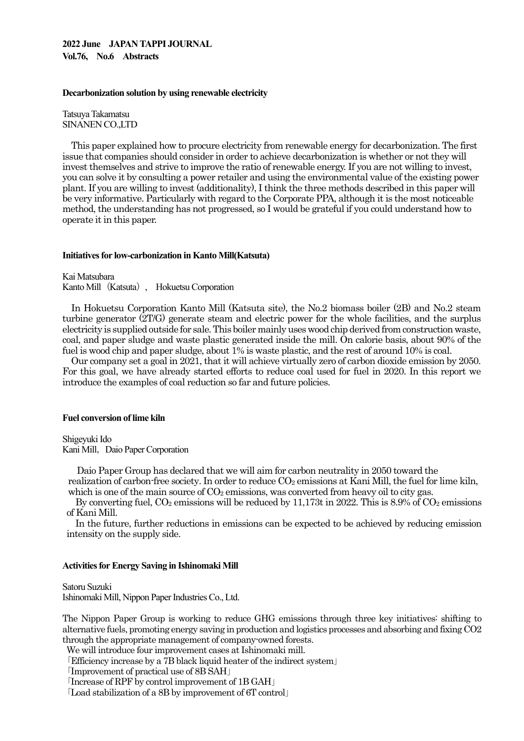**2022 June　JAPAN TAPPI JOURNAL**
**Vol.76,　No.6　Abstracts**

## Decarbonization solution by using renewable electricity

Tatsuya Takamatsu
SINANEN CO.,LTD

This paper explained how to procure electricity from renewable energy for decarbonization. The first issue that companies should consider in order to achieve decarbonization is whether or not they will invest themselves and strive to improve the ratio of renewable energy. If you are not willing to invest, you can solve it by consulting a power retailer and using the environmental value of the existing power plant. If you are willing to invest (additionality), I think the three methods described in this paper will be very informative. Particularly with regard to the Corporate PPA, although it is the most noticeable method, the understanding has not progressed, so I would be grateful if you could understand how to operate it in this paper.

## Initiatives for low-carbonization in Kanto Mill(Katsuta)

Kai Matsubara
Kanto Mill（Katsuta）,　Hokuetsu Corporation

In Hokuetsu Corporation Kanto Mill (Katsuta site), the No.2 biomass boiler (2B) and No.2 steam turbine generator (2T/G) generate steam and electric power for the whole facilities, and the surplus electricity is supplied outside for sale. This boiler mainly uses wood chip derived from construction waste, coal, and paper sludge and waste plastic generated inside the mill. On calorie basis, about 90% of the fuel is wood chip and paper sludge, about 1% is waste plastic, and the rest of around 10% is coal.

Our company set a goal in 2021, that it will achieve virtually zero of carbon dioxide emission by 2050. For this goal, we have already started efforts to reduce coal used for fuel in 2020. In this report we introduce the examples of coal reduction so far and future policies.

## Fuel conversion of lime kiln

Shigeyuki Ido
Kani Mill,　Daio Paper Corporation

Daio Paper Group has declared that we will aim for carbon neutrality in 2050 toward the realization of carbon-free society. In order to reduce $CO_2$ emissions at Kani Mill, the fuel for lime kiln, which is one of the main source of $CO_2$ emissions, was converted from heavy oil to city gas.

By converting fuel, $CO_2$ emissions will be reduced by 11,173t in 2022. This is 8.9% of $CO_2$ emissions of Kani Mill.

In the future, further reductions in emissions can be expected to be achieved by reducing emission intensity on the supply side.

## Activities for Energy Saving in Ishinomaki Mill

Satoru Suzuki
Ishinomaki Mill, Nippon Paper Industries Co., Ltd.

The Nippon Paper Group is working to reduce GHG emissions through three key initiatives: shifting to alternative fuels, promoting energy saving in production and logistics processes and absorbing and fixing CO2 through the appropriate management of company-owned forests.

We will introduce four improvement cases at Ishinomaki mill.

「Efficiency increase by a 7B black liquid heater of the indirect system」

「Improvement of practical use of 8B SAH」

「Increase of RPF by control improvement of 1B GAH」

「Load stabilization of a 8B by improvement of 6T control」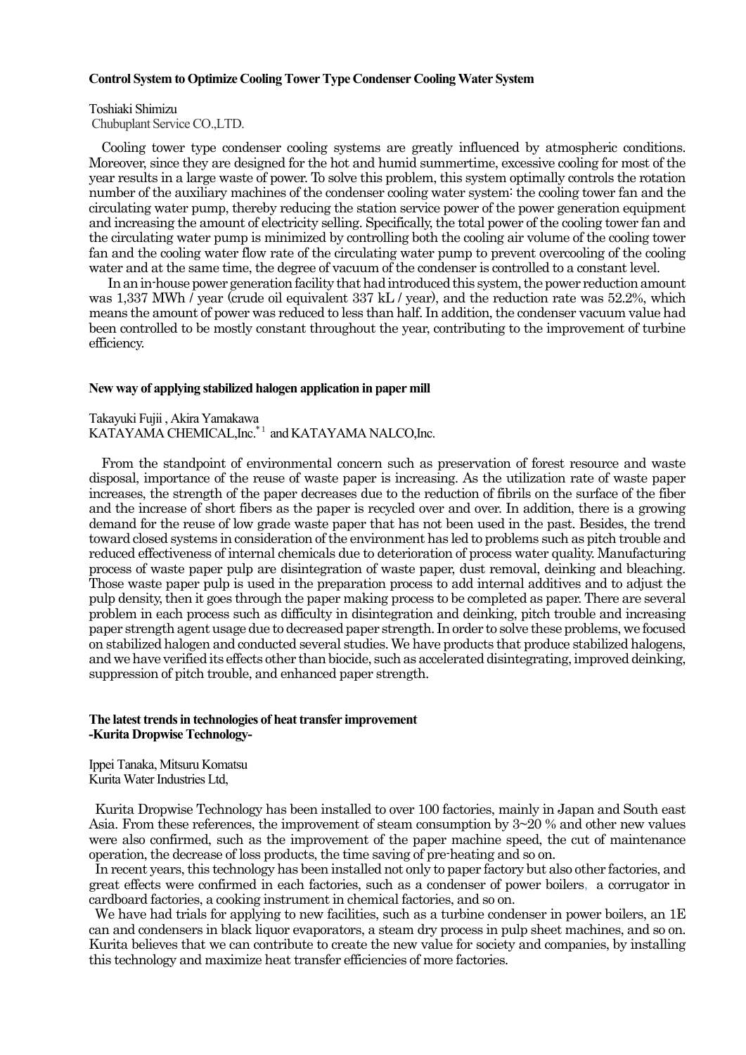## Control System to Optimize Cooling Tower Type Condenser Cooling Water System

Toshiaki Shimizu
Chubuplant Service CO.,LTD.

Cooling tower type condenser cooling systems are greatly influenced by atmospheric conditions. Moreover, since they are designed for the hot and humid summertime, excessive cooling for most of the year results in a large waste of power. To solve this problem, this system optimally controls the rotation number of the auxiliary machines of the condenser cooling water system: the cooling tower fan and the circulating water pump, thereby reducing the station service power of the power generation equipment and increasing the amount of electricity selling. Specifically, the total power of the cooling tower fan and the circulating water pump is minimized by controlling both the cooling air volume of the cooling tower fan and the cooling water flow rate of the circulating water pump to prevent overcooling of the cooling water and at the same time, the degree of vacuum of the condenser is controlled to a constant level.

In an in-house power generation facility that had introduced this system, the power reduction amount was 1,337 MWh / year (crude oil equivalent 337 kL / year), and the reduction rate was 52.2%, which means the amount of power was reduced to less than half. In addition, the condenser vacuum value had been controlled to be mostly constant throughout the year, contributing to the improvement of turbine efficiency.

## New way of applying stabilized halogen application in paper mill

Takayuki Fujii , Akira Yamakawa
KATAYAMA CHEMICAL,Inc.*[1] and KATAYAMA NALCO,Inc.

From the standpoint of environmental concern such as preservation of forest resource and waste disposal, importance of the reuse of waste paper is increasing. As the utilization rate of waste paper increases, the strength of the paper decreases due to the reduction of fibrils on the surface of the fiber and the increase of short fibers as the paper is recycled over and over. In addition, there is a growing demand for the reuse of low grade waste paper that has not been used in the past. Besides, the trend toward closed systems in consideration of the environment has led to problems such as pitch trouble and reduced effectiveness of internal chemicals due to deterioration of process water quality. Manufacturing process of waste paper pulp are disintegration of waste paper, dust removal, deinking and bleaching. Those waste paper pulp is used in the preparation process to add internal additives and to adjust the pulp density, then it goes through the paper making process to be completed as paper. There are several problem in each process such as difficulty in disintegration and deinking, pitch trouble and increasing paper strength agent usage due to decreased paper strength. In order to solve these problems, we focused on stabilized halogen and conducted several studies. We have products that produce stabilized halogens, and we have verified its effects other than biocide, such as accelerated disintegrating, improved deinking, suppression of pitch trouble, and enhanced paper strength.

## The latest trends in technologies of heat transfer improvement -Kurita Dropwise Technology-

Ippei Tanaka, Mitsuru Komatsu
Kurita Water Industries Ltd,

Kurita Dropwise Technology has been installed to over 100 factories, mainly in Japan and South east Asia. From these references, the improvement of steam consumption by 3~20 % and other new values were also confirmed, such as the improvement of the paper machine speed, the cut of maintenance operation, the decrease of loss products, the time saving of pre-heating and so on.

In recent years, this technology has been installed not only to paper factory but also other factories, and great effects were confirmed in each factories, such as a condenser of power boilers, a corrugator in cardboard factories, a cooking instrument in chemical factories, and so on.

We have had trials for applying to new facilities, such as a turbine condenser in power boilers, an 1E can and condensers in black liquor evaporators, a steam dry process in pulp sheet machines, and so on. Kurita believes that we can contribute to create the new value for society and companies, by installing this technology and maximize heat transfer efficiencies of more factories.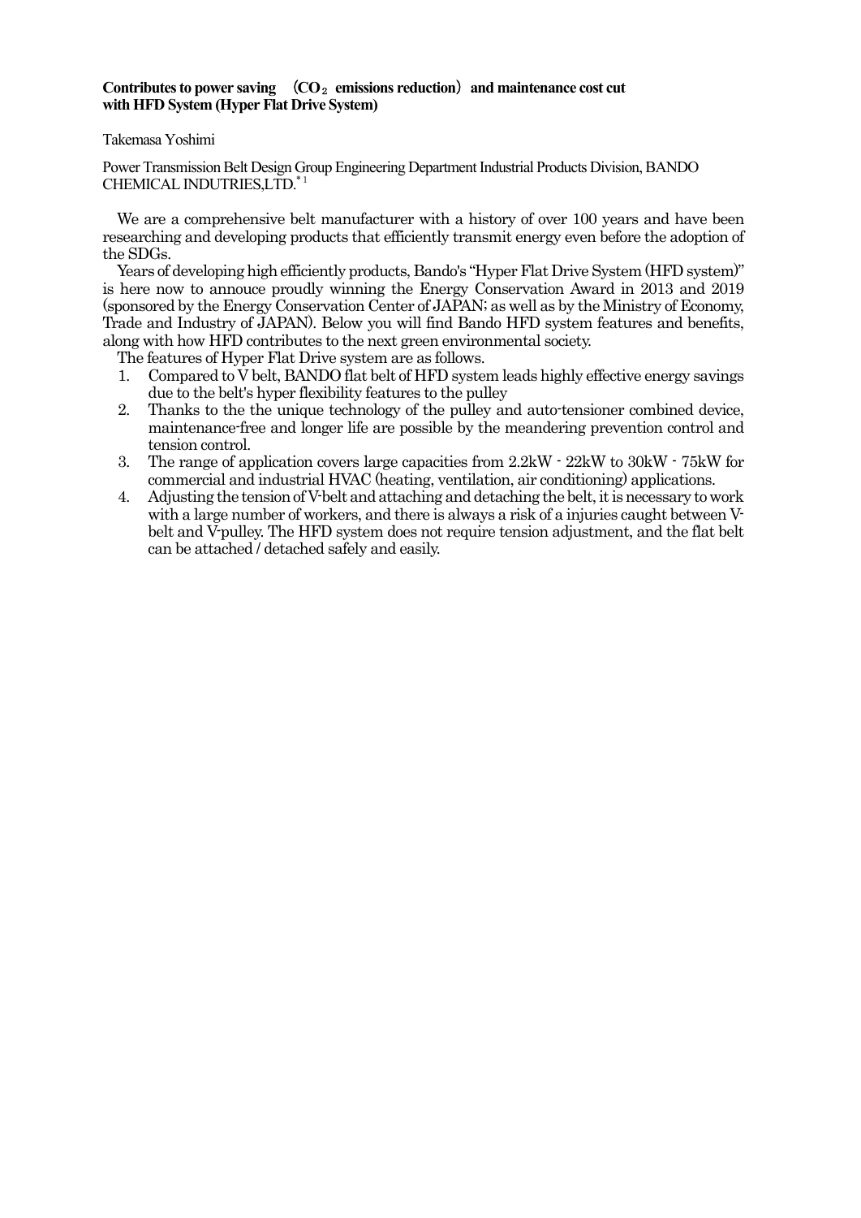**Contributes to power saving （$CO_2$ emissions reduction） and maintenance cost cut with HFD System (Hyper Flat Drive System)**

Takemasa Yoshimi

Power Transmission Belt Design Group Engineering Department Industrial Products Division, BANDO CHEMICAL INDUTRIES,LTD.[*1]

We are a comprehensive belt manufacturer with a history of over 100 years and have been researching and developing products that efficiently transmit energy even before the adoption of the SDGs.

Years of developing high efficiently products, Bando's "Hyper Flat Drive System (HFD system)" is here now to annouce proudly winning the Energy Conservation Award in 2013 and 2019 (sponsored by the Energy Conservation Center of JAPAN; as well as by the Ministry of Economy, Trade and Industry of JAPAN). Below you will find Bando HFD system features and benefits, along with how HFD contributes to the next green environmental society.

The features of Hyper Flat Drive system are as follows.

1. Compared to V belt, BANDO flat belt of HFD system leads highly effective energy savings due to the belt's hyper flexibility features to the pulley
2. Thanks to the the unique technology of the pulley and auto-tensioner combined device, maintenance-free and longer life are possible by the meandering prevention control and tension control.
3. The range of application covers large capacities from 2.2kW - 22kW to 30kW - 75kW for commercial and industrial HVAC (heating, ventilation, air conditioning) applications.
4. Adjusting the tension of V-belt and attaching and detaching the belt, it is necessary to work with a large number of workers, and there is always a risk of a injuries caught between V-belt and V-pulley. The HFD system does not require tension adjustment, and the flat belt can be attached / detached safely and easily.